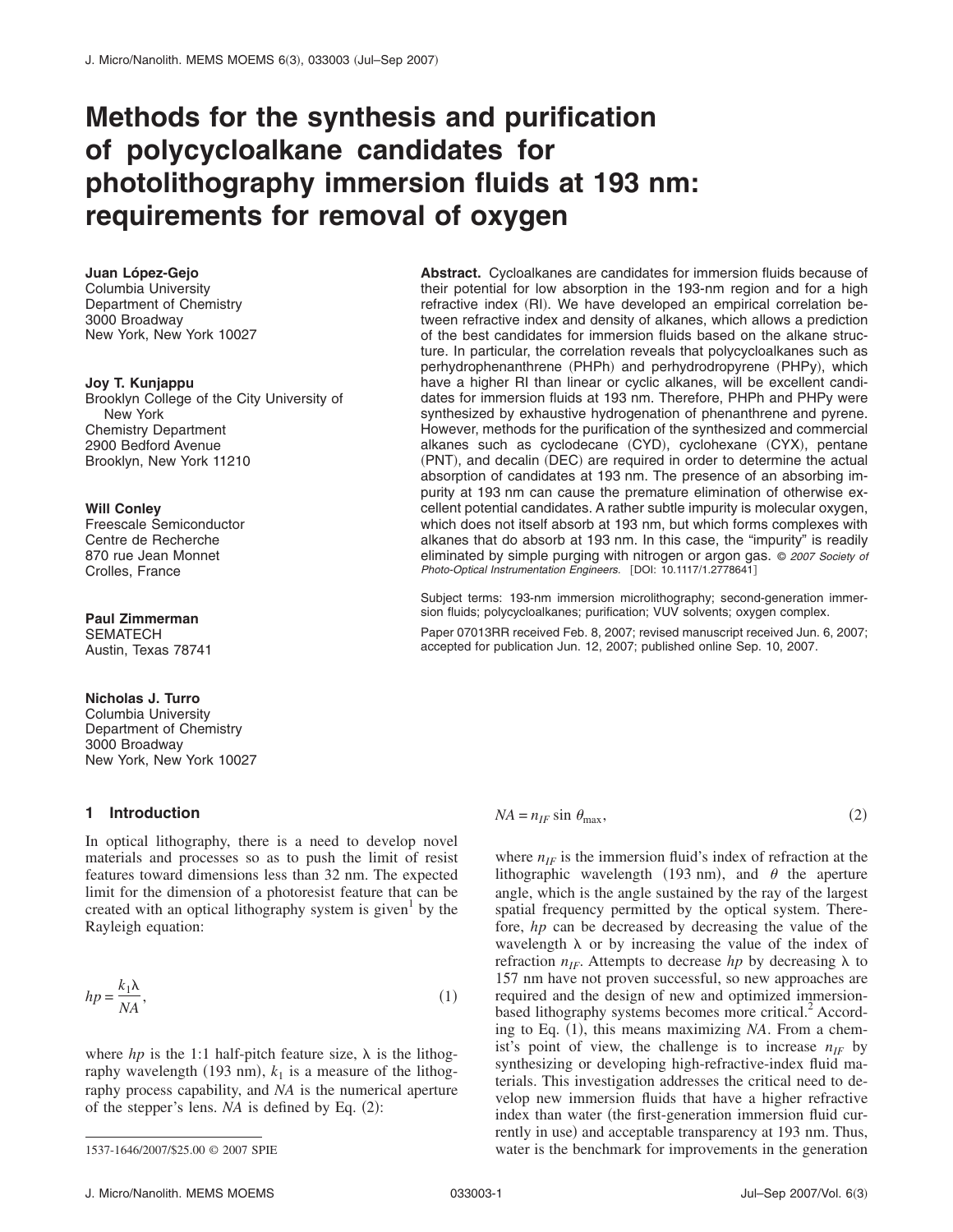# Methods for the synthesis and purification of polycycloalkane candidates for photolithography immersion fluids at 193 nm: requirements for removal of oxygen

**Juan López-Gejo**
Columbia University
Department of Chemistry
3000 Broadway
New York, New York 10027

**Joy T. Kunjappu**
Brooklyn College of the City University of New York
Chemistry Department
2900 Bedford Avenue
Brooklyn, New York 11210

**Will Conley**
Freescale Semiconductor
Centre de Recherche
870 rue Jean Monnet
Crolles, France

**Paul Zimmerman**
SEMATECH
Austin, Texas 78741

**Nicholas J. Turro**
Columbia University
Department of Chemistry
3000 Broadway
New York, New York 10027

**Abstract.** Cycloalkanes are candidates for immersion fluids because of their potential for low absorption in the 193-nm region and for a high refractive index (RI). We have developed an empirical correlation between refractive index and density of alkanes, which allows a prediction of the best candidates for immersion fluids based on the alkane structure. In particular, the correlation reveals that polycycloalkanes such as perhydrophenanthrene (PHPh) and perhydrodropyrene (PHPy), which have a higher RI than linear or cyclic alkanes, will be excellent candidates for immersion fluids at 193 nm. Therefore, PHPh and PHPy were synthesized by exhaustive hydrogenation of phenanthrene and pyrene. However, methods for the purification of the synthesized and commercial alkanes such as cyclodecane (CYD), cyclohexane (CYX), pentane (PNT), and decalin (DEC) are required in order to determine the actual absorption of candidates at 193 nm. The presence of an absorbing impurity at 193 nm can cause the premature elimination of otherwise excellent potential candidates. A rather subtle impurity is molecular oxygen, which does not itself absorb at 193 nm, but which forms complexes with alkanes that do absorb at 193 nm. In this case, the "impurity" is readily eliminated by simple purging with nitrogen or argon gas. *© 2007 Society of Photo-Optical Instrumentation Engineers.* [DOI: 10.1117/1.2778641]

Subject terms: 193-nm immersion microlithography; second-generation immersion fluids; polycycloalkanes; purification; VUV solvents; oxygen complex.

Paper 07013RR received Feb. 8, 2007; revised manuscript received Jun. 6, 2007; accepted for publication Jun. 12, 2007; published online Sep. 10, 2007.

## 1 Introduction

In optical lithography, there is a need to develop novel materials and processes so as to push the limit of resist features toward dimensions less than 32 nm. The expected limit for the dimension of a photoresist feature that can be created with an optical lithography system is given[1] by the Rayleigh equation:

$$hp = \frac{k_1 \lambda}{NA}, \tag{1}$$

where $hp$ is the 1:1 half-pitch feature size, $\lambda$ is the lithography wavelength (193 nm), $k_1$ is a measure of the lithography process capability, and $NA$ is the numerical aperture of the stepper's lens. $NA$ is defined by Eq. (2):

$$NA = n_{IF} \sin \theta_{\max}, \tag{2}$$

where $n_{IF}$ is the immersion fluid's index of refraction at the lithographic wavelength (193 nm), and $\theta$ the aperture angle, which is the angle sustained by the ray of the largest spatial frequency permitted by the optical system. Therefore, $hp$ can be decreased by decreasing the value of the wavelength $\lambda$ or by increasing the value of the index of refraction $n_{IF}$. Attempts to decrease $hp$ by decreasing $\lambda$ to 157 nm have not proven successful, so new approaches are required and the design of new and optimized immersion-based lithography systems becomes more critical.[2] According to Eq. (1), this means maximizing $NA$. From a chemist's point of view, the challenge is to increase $n_{IF}$ by synthesizing or developing high-refractive-index fluid materials. This investigation addresses the critical need to develop new immersion fluids that have a higher refractive index than water (the first-generation immersion fluid currently in use) and acceptable transparency at 193 nm. Thus, water is the benchmark for improvements in the generation

1537-1646/2007/$25.00 © 2007 SPIE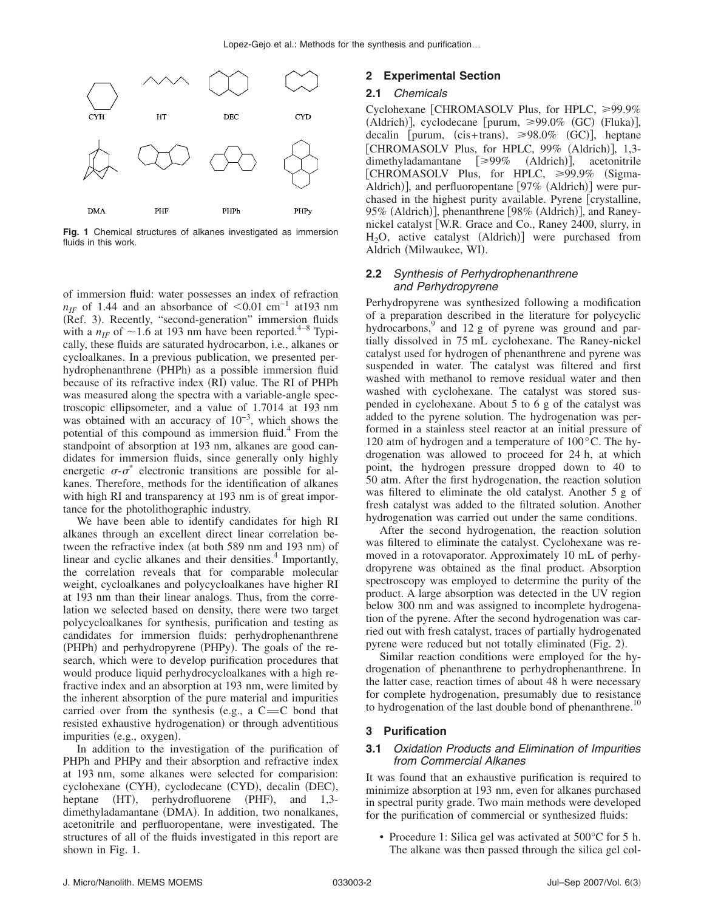CYH HT DEC CYD

DMA PHF PHPh PHPy

**Fig. 1** Chemical structures of alkanes investigated as immersion fluids in this work.

of immersion fluid: water possesses an index of refraction $n_{IF}$ of 1.44 and an absorbance of $<0.01\ \text{cm}^{-1}$ at193 nm (Ref. 3). Recently, "second-generation" immersion fluids with a $n_{IF}$ of $\sim$1.6 at 193 nm have been reported.[4–8] Typically, these fluids are saturated hydrocarbon, i.e., alkanes or cycloalkanes. In a previous publication, we presented perhydrophenanthrene (PHPh) as a possible immersion fluid because of its refractive index (RI) value. The RI of PHPh was measured along the spectra with a variable-angle spectroscopic ellipsometer, and a value of 1.7014 at 193 nm was obtained with an accuracy of $10^{-3}$, which shows the potential of this compound as immersion fluid.[4] From the standpoint of absorption at 193 nm, alkanes are good candidates for immersion fluids, since generally only highly energetic $\sigma$-$\sigma^*$ electronic transitions are possible for alkanes. Therefore, methods for the identification of alkanes with high RI and transparency at 193 nm is of great importance for the photolithographic industry.

We have been able to identify candidates for high RI alkanes through an excellent direct linear correlation between the refractive index (at both 589 nm and 193 nm) of linear and cyclic alkanes and their densities.[4] Importantly, the correlation reveals that for comparable molecular weight, cycloalkanes and polycycloalkanes have higher RI at 193 nm than their linear analogs. Thus, from the correlation we selected based on density, there were two target polycycloalkanes for synthesis, purification and testing as candidates for immersion fluids: perhydrophenanthrene (PHPh) and perhydropyrene (PHPy). The goals of the research, which were to develop purification procedures that would produce liquid perhydrocycloalkanes with a high refractive index and an absorption at 193 nm, were limited by the inherent absorption of the pure material and impurities carried over from the synthesis (e.g., a C=C bond that resisted exhaustive hydrogenation) or through adventitious impurities (e.g., oxygen).

In addition to the investigation of the purification of PHPh and PHPy and their absorption and refractive index at 193 nm, some alkanes were selected for comparision: cyclohexane (CYH), cyclodecane (CYD), decalin (DEC), heptane (HT), perhydrofluorene (PHF), and 1,3-dimethyladamantane (DMA). In addition, two nonalkanes, acetonitrile and perfluoropentane, were investigated. The structures of all of the fluids investigated in this report are shown in Fig. 1.

## 2 Experimental Section

### 2.1 *Chemicals*

Cyclohexane [CHROMASOLV Plus, for HPLC, ⩾99.9% (Aldrich)], cyclodecane [purum, ⩾99.0% (GC) (Fluka)], decalin [purum, (cis+trans), ⩾98.0% (GC)], heptane [CHROMASOLV Plus, for HPLC, 99% (Aldrich)], 1,3-dimethyladamantane [⩾99% (Aldrich)], acetonitrile [CHROMASOLV Plus, for HPLC, ⩾99.9% (Sigma-Aldrich)], and perfluoropentane [97% (Aldrich)] were purchased in the highest purity available. Pyrene [crystalline, 95% (Aldrich)], phenanthrene [98% (Aldrich)], and Raney-nickel catalyst [W.R. Grace and Co., Raney 2400, slurry, in $H_2O$, active catalyst (Aldrich)] were purchased from Aldrich (Milwaukee, WI).

### 2.2 *Synthesis of Perhydrophenanthrene and Perhydropyrene*

Perhydropyrene was synthesized following a modification of a preparation described in the literature for polycyclic hydrocarbons,[9] and 12 g of pyrene was ground and partially dissolved in 75 mL cyclohexane. The Raney-nickel catalyst used for hydrogen of phenanthrene and pyrene was suspended in water. The catalyst was filtered and first washed with methanol to remove residual water and then washed with cyclohexane. The catalyst was stored suspended in cyclohexane. About 5 to 6 g of the catalyst was added to the pyrene solution. The hydrogenation was performed in a stainless steel reactor at an initial pressure of 120 atm of hydrogen and a temperature of 100 °C. The hydrogenation was allowed to proceed for 24 h, at which point, the hydrogen pressure dropped down to 40 to 50 atm. After the first hydrogenation, the reaction solution was filtered to eliminate the old catalyst. Another 5 g of fresh catalyst was added to the filtrated solution. Another hydrogenation was carried out under the same conditions.

After the second hydrogenation, the reaction solution was filtered to eliminate the catalyst. Cyclohexane was removed in a rotovaporator. Approximately 10 mL of perhydropyrene was obtained as the final product. Absorption spectroscopy was employed to determine the purity of the product. A large absorption was detected in the UV region below 300 nm and was assigned to incomplete hydrogenation of the pyrene. After the second hydrogenation was carried out with fresh catalyst, traces of partially hydrogenated pyrene were reduced but not totally eliminated (Fig. 2).

Similar reaction conditions were employed for the hydrogenation of phenanthrene to perhydrophenanthrene. In the latter case, reaction times of about 48 h were necessary for complete hydrogenation, presumably due to resistance to hydrogenation of the last double bond of phenanthrene.[10]

## 3 Purification

### 3.1 *Oxidation Products and Elimination of Impurities from Commercial Alkanes*

It was found that an exhaustive purification is required to minimize absorption at 193 nm, even for alkanes purchased in spectral purity grade. Two main methods were developed for the purification of commercial or synthesized fluids:

- Procedure 1: Silica gel was activated at 500°C for 5 h. The alkane was then passed through the silica gel col-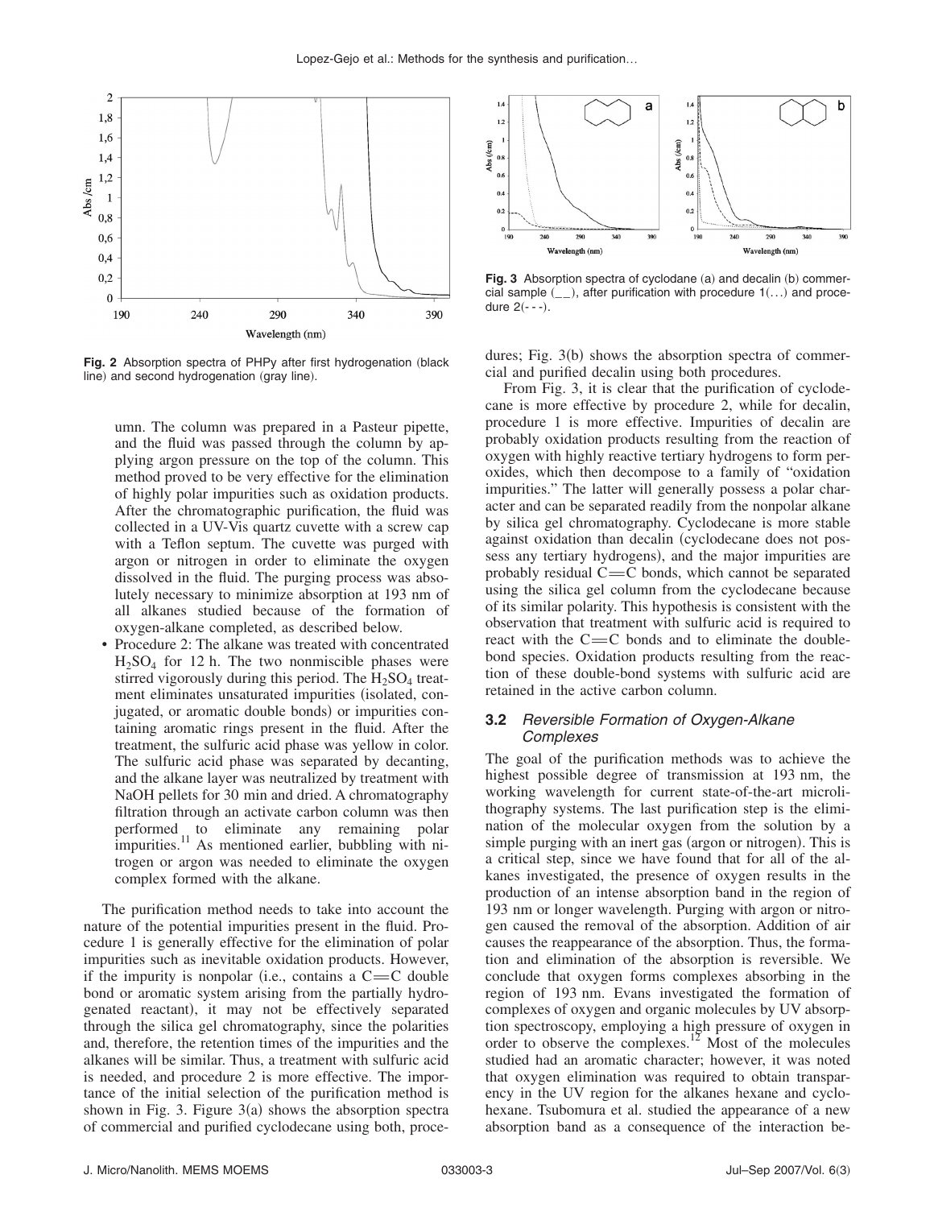**Fig. 2** Absorption spectra of PHPy after first hydrogenation (black line) and second hydrogenation (gray line).

umn. The column was prepared in a Pasteur pipette, and the fluid was passed through the column by applying argon pressure on the top of the column. This method proved to be very effective for the elimination of highly polar impurities such as oxidation products. After the chromatographic purification, the fluid was collected in a UV-Vis quartz cuvette with a screw cap with a Teflon septum. The cuvette was purged with argon or nitrogen in order to eliminate the oxygen dissolved in the fluid. The purging process was absolutely necessary to minimize absorption at 193 nm of all alkanes studied because of the formation of oxygen-alkane completed, as described below.

- Procedure 2: The alkane was treated with concentrated $H_2SO_4$ for 12 h. The two nonmiscible phases were stirred vigorously during this period. The $H_2SO_4$ treatment eliminates unsaturated impurities (isolated, conjugated, or aromatic double bonds) or impurities containing aromatic rings present in the fluid. After the treatment, the sulfuric acid phase was yellow in color. The sulfuric acid phase was separated by decanting, and the alkane layer was neutralized by treatment with NaOH pellets for 30 min and dried. A chromatography filtration through an activate carbon column was then performed to eliminate any remaining polar impurities.[11] As mentioned earlier, bubbling with nitrogen or argon was needed to eliminate the oxygen complex formed with the alkane.

The purification method needs to take into account the nature of the potential impurities present in the fluid. Procedure 1 is generally effective for the elimination of polar impurities such as inevitable oxidation products. However, if the impurity is nonpolar (i.e., contains a C═C double bond or aromatic system arising from the partially hydrogenated reactant), it may not be effectively separated through the silica gel chromatography, since the polarities and, therefore, the retention times of the impurities and the alkanes will be similar. Thus, a treatment with sulfuric acid is needed, and procedure 2 is more effective. The importance of the initial selection of the purification method is shown in Fig. 3. Figure 3(a) shows the absorption spectra of commercial and purified cyclodecane using both, procedures; Fig. 3(b) shows the absorption spectra of commercial and purified decalin using both procedures.

**Fig. 3** Absorption spectra of cyclodane (a) and decalin (b) commercial sample (__), after purification with procedure 1(...) and procedure 2(- - -).

From Fig. 3, it is clear that the purification of cyclodecane is more effective by procedure 2, while for decalin, procedure 1 is more effective. Impurities of decalin are probably oxidation products resulting from the reaction of oxygen with highly reactive tertiary hydrogens to form peroxides, which then decompose to a family of "oxidation impurities." The latter will generally possess a polar character and can be separated readily from the nonpolar alkane by silica gel chromatography. Cyclodecane is more stable against oxidation than decalin (cyclodecane does not possess any tertiary hydrogens), and the major impurities are probably residual C═C bonds, which cannot be separated using the silica gel column from the cyclodecane because of its similar polarity. This hypothesis is consistent with the observation that treatment with sulfuric acid is required to react with the C═C bonds and to eliminate the double-bond species. Oxidation products resulting from the reaction of these double-bond systems with sulfuric acid are retained in the active carbon column.

### 3.2 *Reversible Formation of Oxygen-Alkane Complexes*

The goal of the purification methods was to achieve the highest possible degree of transmission at 193 nm, the working wavelength for current state-of-the-art microlithography systems. The last purification step is the elimination of the molecular oxygen from the solution by a simple purging with an inert gas (argon or nitrogen). This is a critical step, since we have found that for all of the alkanes investigated, the presence of oxygen results in the production of an intense absorption band in the region of 193 nm or longer wavelength. Purging with argon or nitrogen caused the removal of the absorption. Addition of air causes the reappearance of the absorption. Thus, the formation and elimination of the absorption is reversible. We conclude that oxygen forms complexes absorbing in the region of 193 nm. Evans investigated the formation of complexes of oxygen and organic molecules by UV absorption spectroscopy, employing a high pressure of oxygen in order to observe the complexes.[12] Most of the molecules studied had an aromatic character; however, it was noted that oxygen elimination was required to obtain transparency in the UV region for the alkanes hexane and cyclohexane. Tsubomura et al. studied the appearance of a new absorption band as a consequence of the interaction be-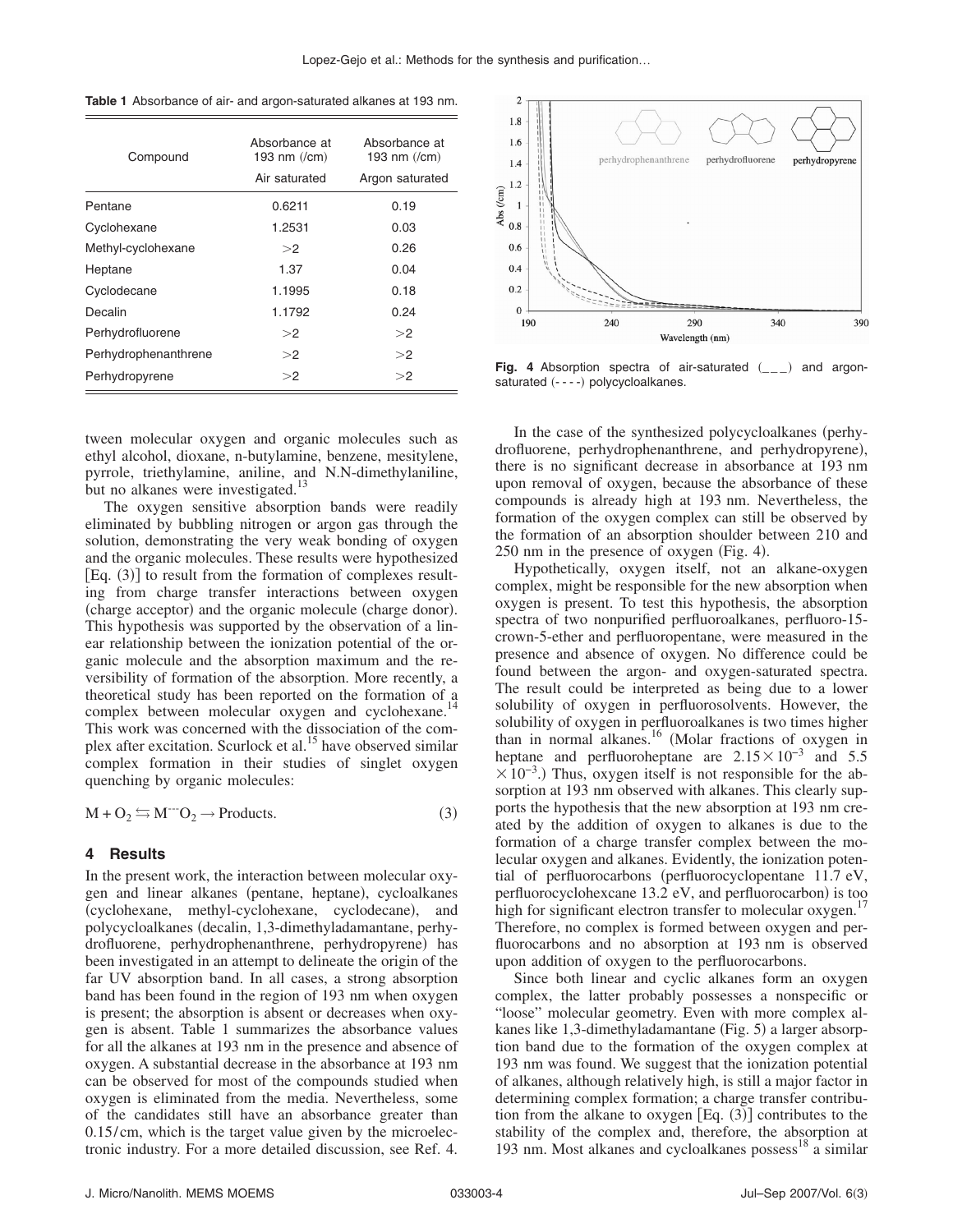**Table 1** Absorbance of air- and argon-saturated alkanes at 193 nm.

| Compound | Absorbance at 193 nm (/cm) | Absorbance at 193 nm (/cm) |
| --- | --- | --- |
| | Air saturated | Argon saturated |
| Pentane | 0.6211 | 0.19 |
| Cyclohexane | 1.2531 | 0.03 |
| Methyl-cyclohexane | >2 | 0.26 |
| Heptane | 1.37 | 0.04 |
| Cyclodecane | 1.1995 | 0.18 |
| Decalin | 1.1792 | 0.24 |
| Perhydrofluorene | >2 | >2 |
| Perhydrophenanthrene | >2 | >2 |
| Perhydropyrene | >2 | >2 |

tween molecular oxygen and organic molecules such as ethyl alcohol, dioxane, n-butylamine, benzene, mesitylene, pyrrole, triethylamine, aniline, and N.N-dimethylaniline, but no alkanes were investigated.[13]

The oxygen sensitive absorption bands were readily eliminated by bubbling nitrogen or argon gas through the solution, demonstrating the very weak bonding of oxygen and the organic molecules. These results were hypothesized [Eq. (3)] to result from the formation of complexes resulting from charge transfer interactions between oxygen (charge acceptor) and the organic molecule (charge donor). This hypothesis was supported by the observation of a linear relationship between the ionization potential of the organic molecule and the absorption maximum and the reversibility of formation of the absorption. More recently, a theoretical study has been reported on the formation of a complex between molecular oxygen and cyclohexane.[14] This work was concerned with the dissociation of the complex after excitation. Scurlock et al.[15] have observed similar complex formation in their studies of singlet oxygen quenching by organic molecules:

$$M + O_2 \leftrightarrows M^{\cdots}O_2 \rightarrow \text{Products}. \qquad (3)$$

## 4 Results

In the present work, the interaction between molecular oxygen and linear alkanes (pentane, heptane), cycloalkanes (cyclohexane, methyl-cyclohexane, cyclodecane), and polycycloalkanes (decalin, 1,3-dimethyladamantane, perhydrofluorene, perhydrophenanthrene, perhydropyrene) has been investigated in an attempt to delineate the origin of the far UV absorption band. In all cases, a strong absorption band has been found in the region of 193 nm when oxygen is present; the absorption is absent or decreases when oxygen is absent. Table 1 summarizes the absorbance values for all the alkanes at 193 nm in the presence and absence of oxygen. A substantial decrease in the absorbance at 193 nm can be observed for most of the compounds studied when oxygen is eliminated from the media. Nevertheless, some of the candidates still have an absorbance greater than 0.15/cm, which is the target value given by the microelectronic industry. For a more detailed discussion, see Ref. 4.

**Fig. 4** Absorption spectra of air-saturated (\_\_\_) and argon-saturated (- - - -) polycycloalkanes.

In the case of the synthesized polycycloalkanes (perhydrofluorene, perhydrophenanthrene, and perhydropyrene), there is no significant decrease in absorbance at 193 nm upon removal of oxygen, because the absorbance of these compounds is already high at 193 nm. Nevertheless, the formation of the oxygen complex can still be observed by the formation of an absorption shoulder between 210 and 250 nm in the presence of oxygen (Fig. 4).

Hypothetically, oxygen itself, not an alkane-oxygen complex, might be responsible for the new absorption when oxygen is present. To test this hypothesis, the absorption spectra of two nonpurified perfluoroalkanes, perfluoro-15-crown-5-ether and perfluoropentane, were measured in the presence and absence of oxygen. No difference could be found between the argon- and oxygen-saturated spectra. The result could be interpreted as being due to a lower solubility of oxygen in perfluorosolvents. However, the solubility of oxygen in perfluoroalkanes is two times higher than in normal alkanes.[16] (Molar fractions of oxygen in heptane and perfluoroheptane are $2.15\times10^{-3}$ and $5.5\times10^{-3}$.) Thus, oxygen itself is not responsible for the absorption at 193 nm observed with alkanes. This clearly supports the hypothesis that the new absorption at 193 nm created by the addition of oxygen to alkanes is due to the formation of a charge transfer complex between the molecular oxygen and alkanes. Evidently, the ionization potential of perfluorocarbons (perfluorocyclopentane 11.7 eV, perfluorocyclohexcane 13.2 eV, and perfluorocarbon) is too high for significant electron transfer to molecular oxygen.[17] Therefore, no complex is formed between oxygen and perfluorocarbons and no absorption at 193 nm is observed upon addition of oxygen to the perfluorocarbons.

Since both linear and cyclic alkanes form an oxygen complex, the latter probably possesses a nonspecific or "loose" molecular geometry. Even with more complex alkanes like 1,3-dimethyladamantane (Fig. 5) a larger absorption band due to the formation of the oxygen complex at 193 nm was found. We suggest that the ionization potential of alkanes, although relatively high, is still a major factor in determining complex formation; a charge transfer contribution from the alkane to oxygen [Eq. (3)] contributes to the stability of the complex and, therefore, the absorption at 193 nm. Most alkanes and cycloalkanes possess[18] a similar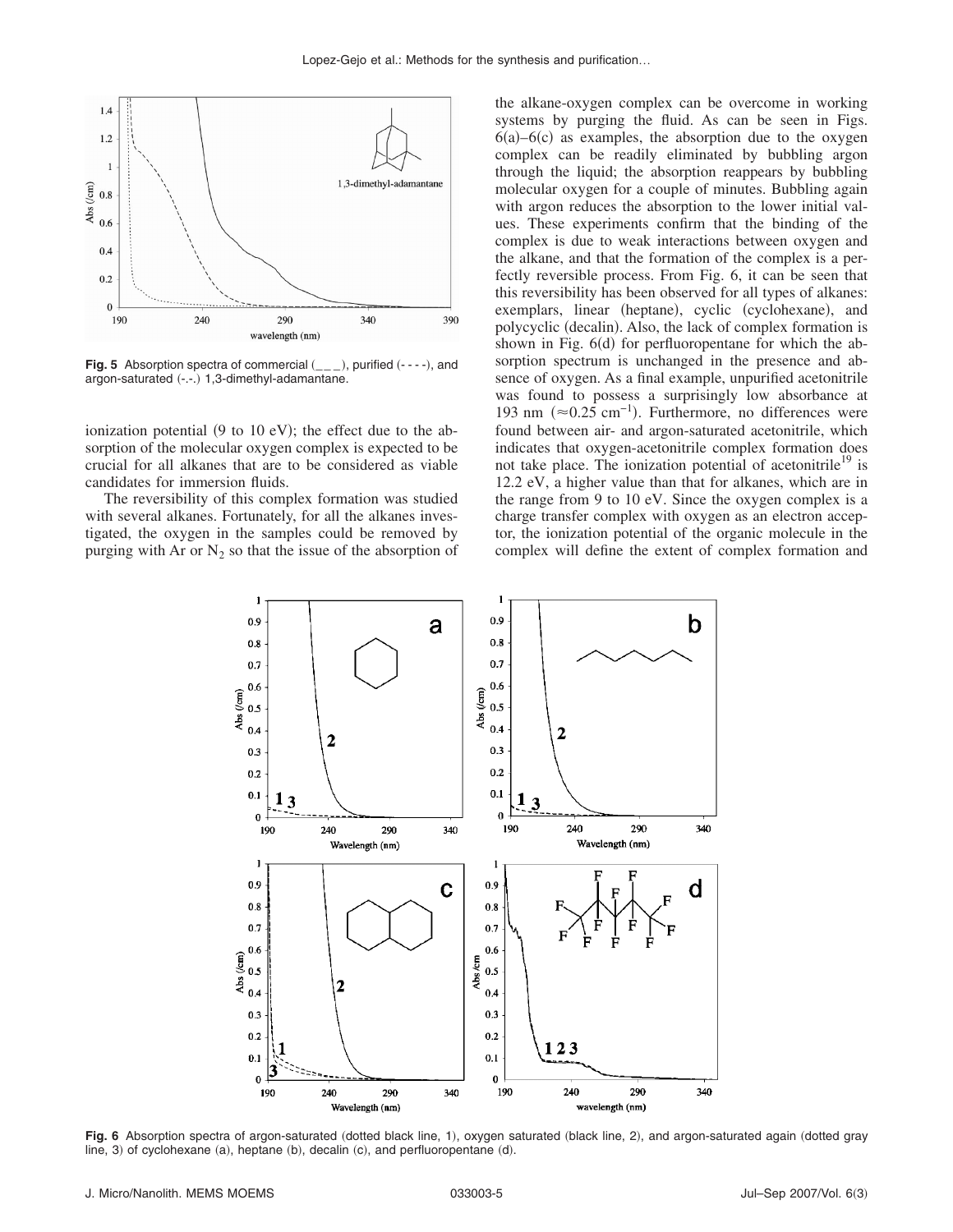**Fig. 5** Absorption spectra of commercial (_ _ _), purified (- - - -), and argon-saturated (-.-.) 1,3-dimethyl-adamantane.

ionization potential (9 to 10 eV); the effect due to the absorption of the molecular oxygen complex is expected to be crucial for all alkanes that are to be considered as viable candidates for immersion fluids.

The reversibility of this complex formation was studied with several alkanes. Fortunately, for all the alkanes investigated, the oxygen in the samples could be removed by purging with Ar or $N_2$ so that the issue of the absorption of the alkane-oxygen complex can be overcome in working systems by purging the fluid. As can be seen in Figs. 6(a)–6(c) as examples, the absorption due to the oxygen complex can be readily eliminated by bubbling argon through the liquid; the absorption reappears by bubbling molecular oxygen for a couple of minutes. Bubbling again with argon reduces the absorption to the lower initial values. These experiments confirm that the binding of the complex is due to weak interactions between oxygen and the alkane, and that the formation of the complex is a perfectly reversible process. From Fig. 6, it can be seen that this reversibility has been observed for all types of alkanes: exemplars, linear (heptane), cyclic (cyclohexane), and polycyclic (decalin). Also, the lack of complex formation is shown in Fig. 6(d) for perfluoropentane for which the absorption spectrum is unchanged in the presence and absence of oxygen. As a final example, unpurified acetonitrile was found to possess a surprisingly low absorbance at 193 nm ($\approx 0.25\ cm^{-1}$). Furthermore, no differences were found between air- and argon-saturated acetonitrile, which indicates that oxygen-acetonitrile complex formation does not take place. The ionization potential of acetonitrile[19] is 12.2 eV, a higher value than that for alkanes, which are in the range from 9 to 10 eV. Since the oxygen complex is a charge transfer complex with oxygen as an electron acceptor, the ionization potential of the organic molecule in the complex will define the extent of complex formation and

**Fig. 6** Absorption spectra of argon-saturated (dotted black line, 1), oxygen saturated (black line, 2), and argon-saturated again (dotted gray line, 3) of cyclohexane (a), heptane (b), decalin (c), and perfluoropentane (d).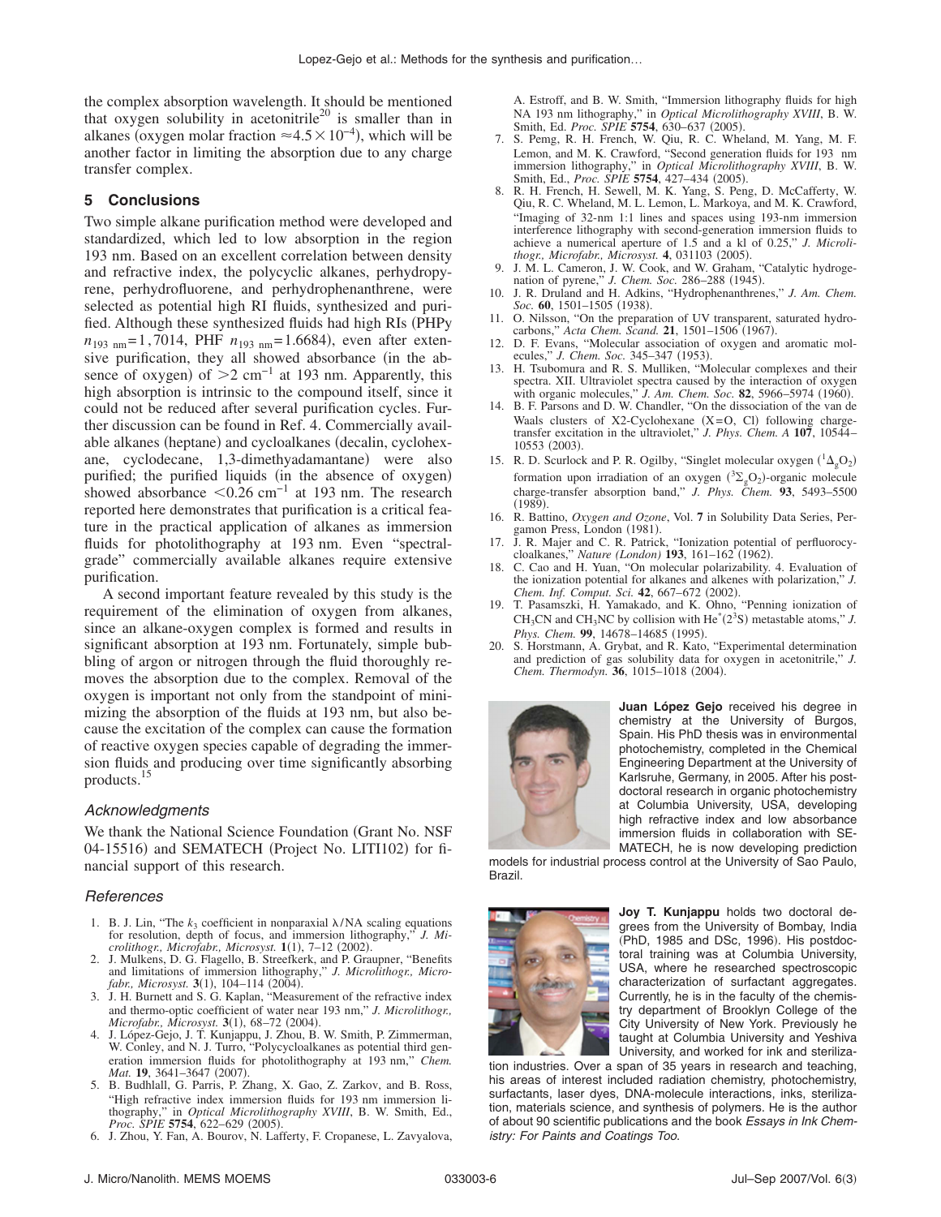the complex absorption wavelength. It should be mentioned that oxygen solubility in acetonitrile[20] is smaller than in alkanes (oxygen molar fraction $\approx 4.5 \times 10^{-4}$), which will be another factor in limiting the absorption due to any charge transfer complex.

## 5 Conclusions

Two simple alkane purification method were developed and standardized, which led to low absorption in the region 193 nm. Based on an excellent correlation between density and refractive index, the polycyclic alkanes, perhydropyrene, perhydrofluorene, and perhydrophenanthrene, were selected as potential high RI fluids, synthesized and purified. Although these synthesized fluids had high RIs (PHPy $n_{193\ \mathrm{nm}}=1,7014$, PHF $n_{193\ \mathrm{nm}}=1.6684$), even after extensive purification, they all showed absorbance (in the absence of oxygen) of $>2\ \mathrm{cm}^{-1}$ at 193 nm. Apparently, this high absorption is intrinsic to the compound itself, since it could not be reduced after several purification cycles. Further discussion can be found in Ref. 4. Commercially available alkanes (heptane) and cycloalkanes (decalin, cyclohexane, cyclodecane, 1,3-dimethyadamantane) were also purified; the purified liquids (in the absence of oxygen) showed absorbance $<0.26\ \mathrm{cm}^{-1}$ at 193 nm. The research reported here demonstrates that purification is a critical feature in the practical application of alkanes as immersion fluids for photolithography at 193 nm. Even "spectral-grade" commercially available alkanes require extensive purification.

A second important feature revealed by this study is the requirement of the elimination of oxygen from alkanes, since an alkane-oxygen complex is formed and results in significant absorption at 193 nm. Fortunately, simple bubbling of argon or nitrogen through the fluid thoroughly removes the absorption due to the complex. Removal of the oxygen is important not only from the standpoint of minimizing the absorption of the fluids at 193 nm, but also because the excitation of the complex can cause the formation of reactive oxygen species capable of degrading the immersion fluids and producing over time significantly absorbing products.[15]

### Acknowledgments

We thank the National Science Foundation (Grant No. NSF 04-15516) and SEMATECH (Project No. LITI102) for financial support of this research.

### References

1. B. J. Lin, "The $k_3$ coefficient in nonparaxial $\lambda$/NA scaling equations for resolution, depth of focus, and immersion lithography," *J. Microlithogr., Microfabr., Microsyst.* **1**(1), 7–12 (2002).
2. J. Mulkens, D. G. Flagello, B. Streefkerk, and P. Graupner, "Benefits and limitations of immersion lithography," *J. Microlithogr., Microfabr., Microsyst.* **3**(1), 104–114 (2004).
3. J. H. Burnett and S. G. Kaplan, "Measurement of the refractive index and thermo-optic coefficient of water near 193 nm," *J. Microlithogr., Microfabr., Microsyst.* **3**(1), 68–72 (2004).
4. J. López-Gejo, J. T. Kunjappu, J. Zhou, B. W. Smith, P. Zimmerman, W. Conley, and N. J. Turro, "Polycycloalkanes as potential third generation immersion fluids for photolithography at 193 nm," *Chem. Mat.* **19**, 3641–3647 (2007).
5. B. Budhlall, G. Parris, P. Zhang, X. Gao, Z. Zarkov, and B. Ross, "High refractive index immersion fluids for 193 nm immersion lithography," in *Optical Microlithography XVIII*, B. W. Smith, Ed., *Proc. SPIE* **5754**, 622–629 (2005).
6. J. Zhou, Y. Fan, A. Bourov, N. Lafferty, F. Cropanese, L. Zavyalova, A. Estroff, and B. W. Smith, "Immersion lithography fluids for high NA 193 nm lithography," in *Optical Microlithography XVIII*, B. W. Smith, Ed. *Proc. SPIE* **5754**, 630–637 (2005).
7. S. Pemg, R. H. French, W. Qiu, R. C. Wheland, M. Yang, M. F. Lemon, and M. K. Crawford, "Second generation fluids for 193 nm immersion lithography," in *Optical Microlithography XVIII*, B. W. Smith, Ed., *Proc. SPIE* **5754**, 427–434 (2005).
8. R. H. French, H. Sewell, M. K. Yang, S. Peng, D. McCafferty, W. Qiu, R. C. Wheland, M. L. Lemon, L. Markoya, and M. K. Crawford, "Imaging of 32-nm 1:1 lines and spaces using 193-nm immersion interference lithography with second-generation immersion fluids to achieve a numerical aperture of 1.5 and a kl of 0.25," *J. Microlithogr., Microfabr., Microsyst.* **4**, 031103 (2005).
9. J. M. L. Cameron, J. W. Cook, and W. Graham, "Catalytic hydrogenation of pyrene," *J. Chem. Soc.* 286–288 (1945).
10. J. R. Druland and H. Adkins, "Hydrophenanthrenes," *J. Am. Chem. Soc.* **60**, 1501–1505 (1938).
11. O. Nilsson, "On the preparation of UV transparent, saturated hydrocarbons," *Acta Chem. Scand.* **21**, 1501–1506 (1967).
12. D. F. Evans, "Molecular association of oxygen and aromatic molecules," *J. Chem. Soc.* 345–347 (1953).
13. H. Tsubomura and R. S. Mulliken, "Molecular complexes and their spectra. XII. Ultraviolet spectra caused by the interaction of oxygen with organic molecules," *J. Am. Chem. Soc.* **82**, 5966–5974 (1960).
14. B. F. Parsons and D. W. Chandler, "On the dissociation of the van de Waals clusters of X2-Cyclohexane (X=O, Cl) following charge-transfer excitation in the ultraviolet," *J. Phys. Chem. A* **107**, 10544–10553 (2003).
15. R. D. Scurlock and P. R. Ogilby, "Singlet molecular oxygen ($^1\Delta_g O_2$) formation upon irradiation of an oxygen ($^3\Sigma_g O_2$)-organic molecule charge-transfer absorption band," *J. Phys. Chem.* **93**, 5493–5500 (1989).
16. R. Battino, *Oxygen and Ozone*, Vol. **7** in Solubility Data Series, Pergamon Press, London (1981).
17. J. R. Majer and C. R. Patrick, "Ionization potential of perfluorocycloalkanes," *Nature (London)* **193**, 161–162 (1962).
18. C. Cao and H. Yuan, "On molecular polarizability. 4. Evaluation of the ionization potential for alkanes and alkenes with polarization," *J. Chem. Inf. Comput. Sci.* **42**, 667–672 (2002).
19. T. Pasamszki, H. Yamakado, and K. Ohno, "Penning ionization of $CH_3CN$ and $CH_3NC$ by collision with $He^*(2^3S)$ metastable atoms," *J. Phys. Chem.* **99**, 14678–14685 (1995).
20. S. Horstmann, A. Grybat, and R. Kato, "Experimental determination and prediction of gas solubility data for oxygen in acetonitrile," *J. Chem. Thermodyn.* **36**, 1015–1018 (2004).

**Juan López Gejo** received his degree in chemistry at the University of Burgos, Spain. His PhD thesis was in environmental photochemistry, completed in the Chemical Engineering Department at the University of Karlsruhe, Germany, in 2005. After his postdoctoral research in organic photochemistry at Columbia University, USA, developing high refractive index and low absorbance immersion fluids in collaboration with SEMATECH, he is now developing prediction models for industrial process control at the University of Sao Paulo, Brazil.

**Joy T. Kunjappu** holds two doctoral degrees from the University of Bombay, India (PhD, 1985 and DSc, 1996). His postdoctoral training was at Columbia University, USA, where he researched spectroscopic characterization of surfactant aggregates. Currently, he is in the faculty of the chemistry department of Brooklyn College of the City University of New York. Previously he taught at Columbia University and Yeshiva University, and worked for ink and sterilization industries. Over a span of 35 years in research and teaching, his areas of interest included radiation chemistry, photochemistry, surfactants, laser dyes, DNA-molecule interactions, inks, sterilization, materials science, and synthesis of polymers. He is the author of about 90 scientific publications and the book *Essays in Ink Chemistry: For Paints and Coatings Too*.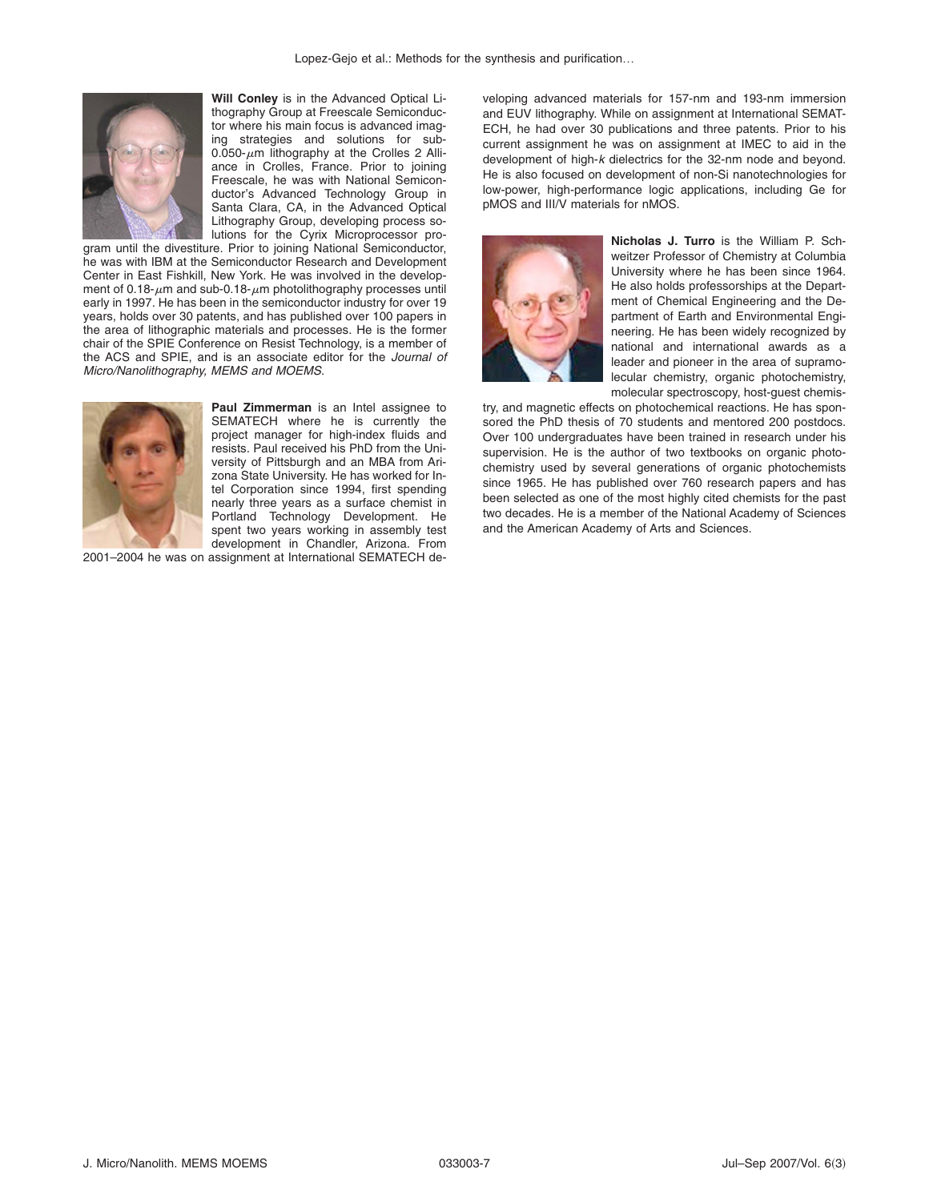**Will Conley** is in the Advanced Optical Lithography Group at Freescale Semiconductor where his main focus is advanced imaging strategies and solutions for sub-0.050-$\mu$m lithography at the Crolles 2 Alliance in Crolles, France. Prior to joining Freescale, he was with National Semiconductor's Advanced Technology Group in Santa Clara, CA, in the Advanced Optical Lithography Group, developing process solutions for the Cyrix Microprocessor program until the divestiture. Prior to joining National Semiconductor, he was with IBM at the Semiconductor Research and Development Center in East Fishkill, New York. He was involved in the development of 0.18-$\mu$m and sub-0.18-$\mu$m photolithography processes until early in 1997. He has been in the semiconductor industry for over 19 years, holds over 30 patents, and has published over 100 papers in the area of lithographic materials and processes. He is the former chair of the SPIE Conference on Resist Technology, is a member of the ACS and SPIE, and is an associate editor for the *Journal of Micro/Nanolithography, MEMS and MOEMS*.

**Paul Zimmerman** is an Intel assignee to SEMATECH where he is currently the project manager for high-index fluids and resists. Paul received his PhD from the University of Pittsburgh and an MBA from Arizona State University. He has worked for Intel Corporation since 1994, first spending nearly three years as a surface chemist in Portland Technology Development. He spent two years working in assembly test development in Chandler, Arizona. From 2001–2004 he was on assignment at International SEMATECH developing advanced materials for 157-nm and 193-nm immersion and EUV lithography. While on assignment at International SEMATECH, he had over 30 publications and three patents. Prior to his current assignment he was on assignment at IMEC to aid in the development of high-*k* dielectrics for the 32-nm node and beyond. He is also focused on development of non-Si nanotechnologies for low-power, high-performance logic applications, including Ge for pMOS and III/V materials for nMOS.

**Nicholas J. Turro** is the William P. Schweitzer Professor of Chemistry at Columbia University where he has been since 1964. He also holds professorships at the Department of Chemical Engineering and the Department of Earth and Environmental Engineering. He has been widely recognized by national and international awards as a leader and pioneer in the area of supramolecular chemistry, organic photochemistry, molecular spectroscopy, host-guest chemistry, and magnetic effects on photochemical reactions. He has sponsored the PhD thesis of 70 students and mentored 200 postdocs. Over 100 undergraduates have been trained in research under his supervision. He is the author of two textbooks on organic photochemistry used by several generations of organic photochemists since 1965. He has published over 760 research papers and has been selected as one of the most highly cited chemists for the past two decades. He is a member of the National Academy of Sciences and the American Academy of Arts and Sciences.